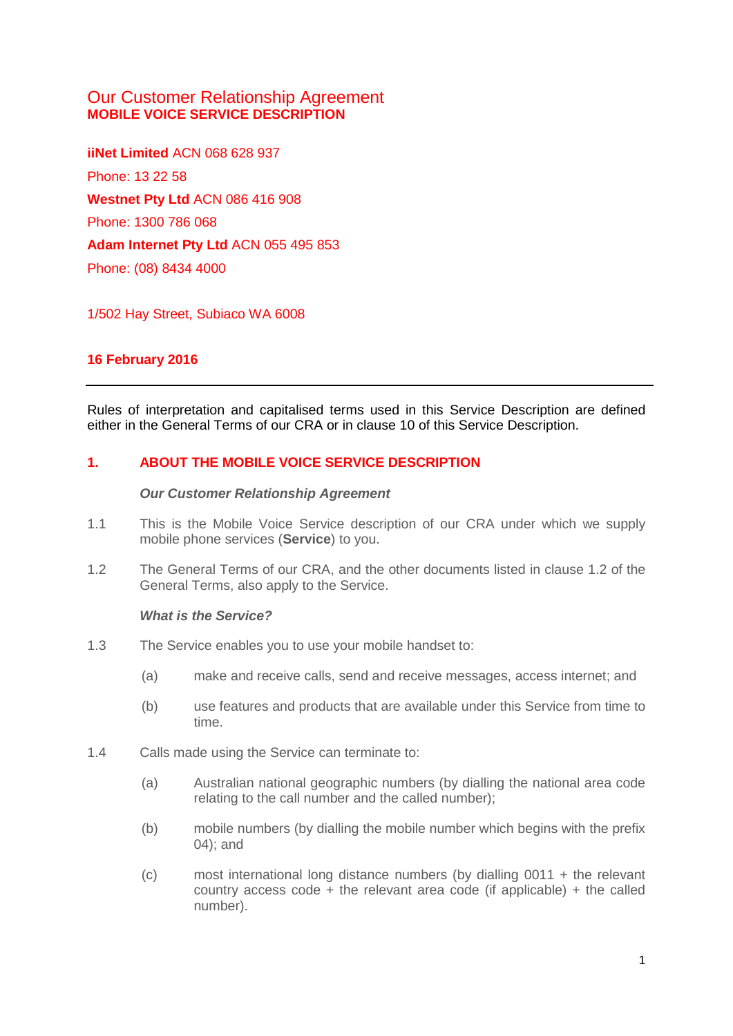# Our Customer Relationship Agreement
## MOBILE VOICE SERVICE DESCRIPTION

**iiNet Limited** ACN 068 628 937

Phone: 13 22 58

**Westnet Pty Ltd** ACN 086 416 908

Phone: 1300 786 068

**Adam Internet Pty Ltd** ACN 055 495 853

Phone: (08) 8434 4000

1/502 Hay Street, Subiaco WA 6008

**16 February 2016**

---

Rules of interpretation and capitalised terms used in this Service Description are defined either in the General Terms of our CRA or in clause 10 of this Service Description.

## 1. ABOUT THE MOBILE VOICE SERVICE DESCRIPTION

***Our Customer Relationship Agreement***

1.1 This is the Mobile Voice Service description of our CRA under which we supply mobile phone services (**Service**) to you.

1.2 The General Terms of our CRA, and the other documents listed in clause 1.2 of the General Terms, also apply to the Service.

***What is the Service?***

1.3 The Service enables you to use your mobile handset to:

(a) make and receive calls, send and receive messages, access internet; and

(b) use features and products that are available under this Service from time to time.

1.4 Calls made using the Service can terminate to:

(a) Australian national geographic numbers (by dialling the national area code relating to the call number and the called number);

(b) mobile numbers (by dialling the mobile number which begins with the prefix 04); and

(c) most international long distance numbers (by dialling 0011 + the relevant country access code + the relevant area code (if applicable) + the called number).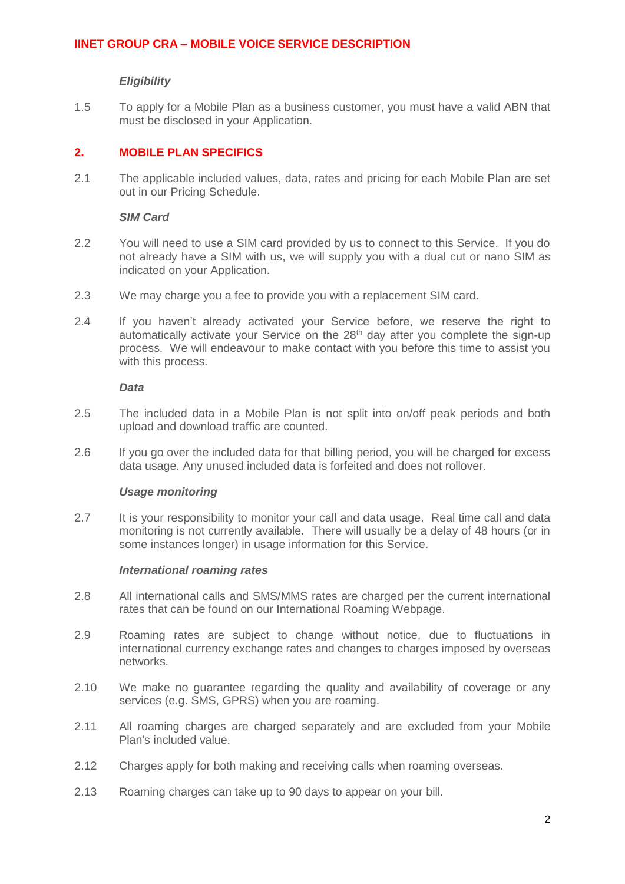***Eligibility***

1.5 To apply for a Mobile Plan as a business customer, you must have a valid ABN that must be disclosed in your Application.

## 2. MOBILE PLAN SPECIFICS

2.1 The applicable included values, data, rates and pricing for each Mobile Plan are set out in our Pricing Schedule.

***SIM Card***

2.2 You will need to use a SIM card provided by us to connect to this Service. If you do not already have a SIM with us, we will supply you with a dual cut or nano SIM as indicated on your Application.

2.3 We may charge you a fee to provide you with a replacement SIM card.

2.4 If you haven't already activated your Service before, we reserve the right to automatically activate your Service on the 28th day after you complete the sign-up process. We will endeavour to make contact with you before this time to assist you with this process.

***Data***

2.5 The included data in a Mobile Plan is not split into on/off peak periods and both upload and download traffic are counted.

2.6 If you go over the included data for that billing period, you will be charged for excess data usage. Any unused included data is forfeited and does not rollover.

***Usage monitoring***

2.7 It is your responsibility to monitor your call and data usage. Real time call and data monitoring is not currently available. There will usually be a delay of 48 hours (or in some instances longer) in usage information for this Service.

***International roaming rates***

2.8 All international calls and SMS/MMS rates are charged per the current international rates that can be found on our International Roaming Webpage.

2.9 Roaming rates are subject to change without notice, due to fluctuations in international currency exchange rates and changes to charges imposed by overseas networks.

2.10 We make no guarantee regarding the quality and availability of coverage or any services (e.g. SMS, GPRS) when you are roaming.

2.11 All roaming charges are charged separately and are excluded from your Mobile Plan's included value.

2.12 Charges apply for both making and receiving calls when roaming overseas.

2.13 Roaming charges can take up to 90 days to appear on your bill.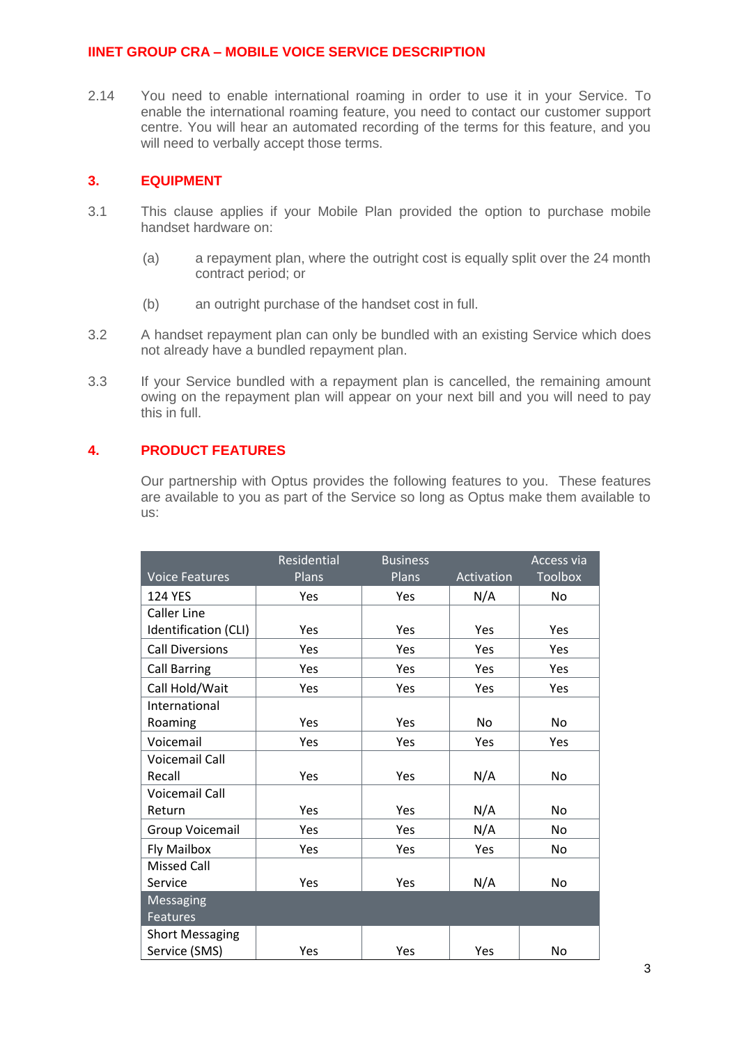2.14 You need to enable international roaming in order to use it in your Service. To enable the international roaming feature, you need to contact our customer support centre. You will hear an automated recording of the terms for this feature, and you will need to verbally accept those terms.

## 3. EQUIPMENT

3.1 This clause applies if your Mobile Plan provided the option to purchase mobile handset hardware on:

(a) a repayment plan, where the outright cost is equally split over the 24 month contract period; or

(b) an outright purchase of the handset cost in full.

3.2 A handset repayment plan can only be bundled with an existing Service which does not already have a bundled repayment plan.

3.3 If your Service bundled with a repayment plan is cancelled, the remaining amount owing on the repayment plan will appear on your next bill and you will need to pay this in full.

## 4. PRODUCT FEATURES

Our partnership with Optus provides the following features to you. These features are available to you as part of the Service so long as Optus make them available to us:

| Voice Features | Residential Plans | Business Plans | Activation | Access via Toolbox |
|---|---|---|---|---|
| 124 YES | Yes | Yes | N/A | No |
| Caller Line Identification (CLI) | Yes | Yes | Yes | Yes |
| Call Diversions | Yes | Yes | Yes | Yes |
| Call Barring | Yes | Yes | Yes | Yes |
| Call Hold/Wait | Yes | Yes | Yes | Yes |
| International Roaming | Yes | Yes | No | No |
| Voicemail | Yes | Yes | Yes | Yes |
| Voicemail Call Recall | Yes | Yes | N/A | No |
| Voicemail Call Return | Yes | Yes | N/A | No |
| Group Voicemail | Yes | Yes | N/A | No |
| Fly Mailbox | Yes | Yes | Yes | No |
| Missed Call Service | Yes | Yes | N/A | No |
| **Messaging Features** | | | | |
| Short Messaging Service (SMS) | Yes | Yes | Yes | No |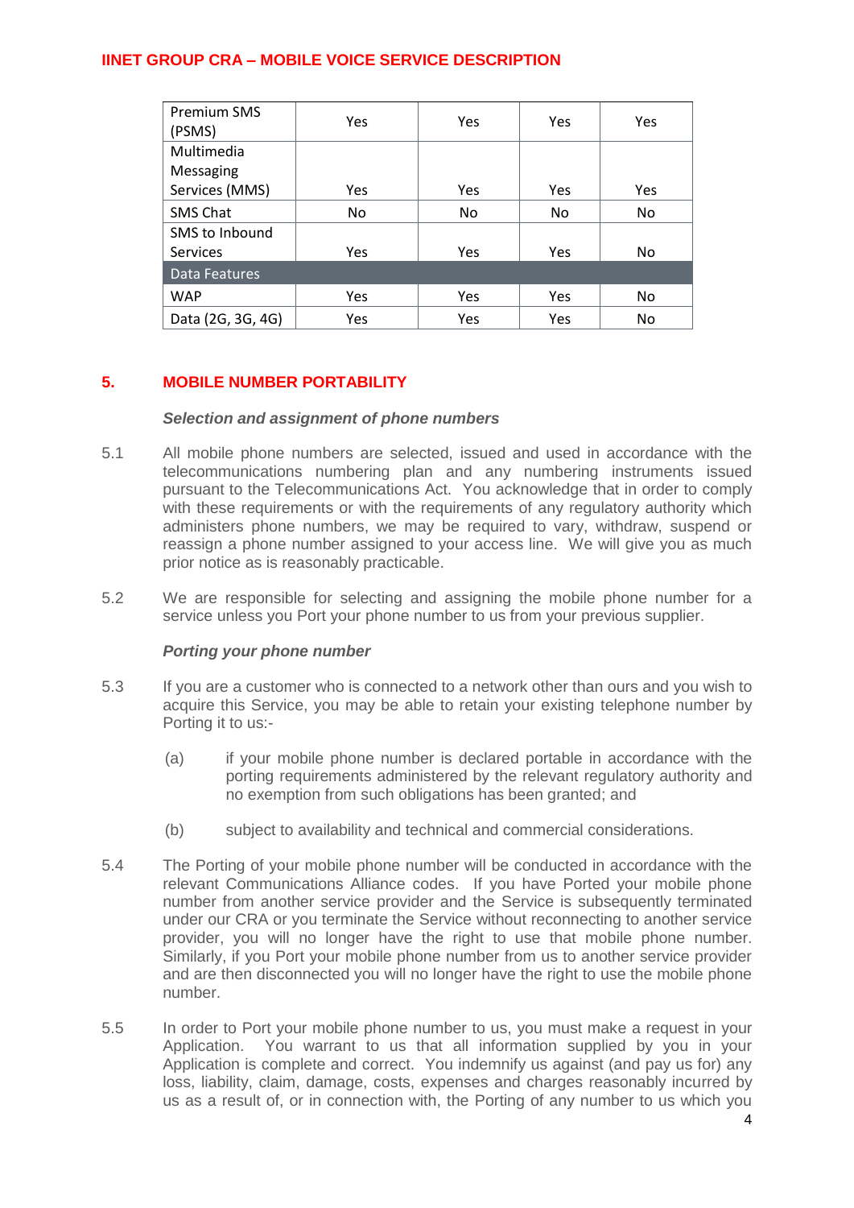| | | | | |
|---|---|---|---|---|
| Premium SMS (PSMS) | Yes | Yes | Yes | Yes |
| Multimedia Messaging Services (MMS) | Yes | Yes | Yes | Yes |
| SMS Chat | No | No | No | No |
| SMS to Inbound Services | Yes | Yes | Yes | No |
| **Data Features** | | | | |
| WAP | Yes | Yes | Yes | No |
| Data (2G, 3G, 4G) | Yes | Yes | Yes | No |

## 5. MOBILE NUMBER PORTABILITY

***Selection and assignment of phone numbers***

5.1 All mobile phone numbers are selected, issued and used in accordance with the telecommunications numbering plan and any numbering instruments issued pursuant to the Telecommunications Act. You acknowledge that in order to comply with these requirements or with the requirements of any regulatory authority which administers phone numbers, we may be required to vary, withdraw, suspend or reassign a phone number assigned to your access line. We will give you as much prior notice as is reasonably practicable.

5.2 We are responsible for selecting and assigning the mobile phone number for a service unless you Port your phone number to us from your previous supplier.

***Porting your phone number***

5.3 If you are a customer who is connected to a network other than ours and you wish to acquire this Service, you may be able to retain your existing telephone number by Porting it to us:-

(a) if your mobile phone number is declared portable in accordance with the porting requirements administered by the relevant regulatory authority and no exemption from such obligations has been granted; and

(b) subject to availability and technical and commercial considerations.

5.4 The Porting of your mobile phone number will be conducted in accordance with the relevant Communications Alliance codes. If you have Ported your mobile phone number from another service provider and the Service is subsequently terminated under our CRA or you terminate the Service without reconnecting to another service provider, you will no longer have the right to use that mobile phone number. Similarly, if you Port your mobile phone number from us to another service provider and are then disconnected you will no longer have the right to use the mobile phone number.

5.5 In order to Port your mobile phone number to us, you must make a request in your Application. You warrant to us that all information supplied by you in your Application is complete and correct. You indemnify us against (and pay us for) any loss, liability, claim, damage, costs, expenses and charges reasonably incurred by us as a result of, or in connection with, the Porting of any number to us which you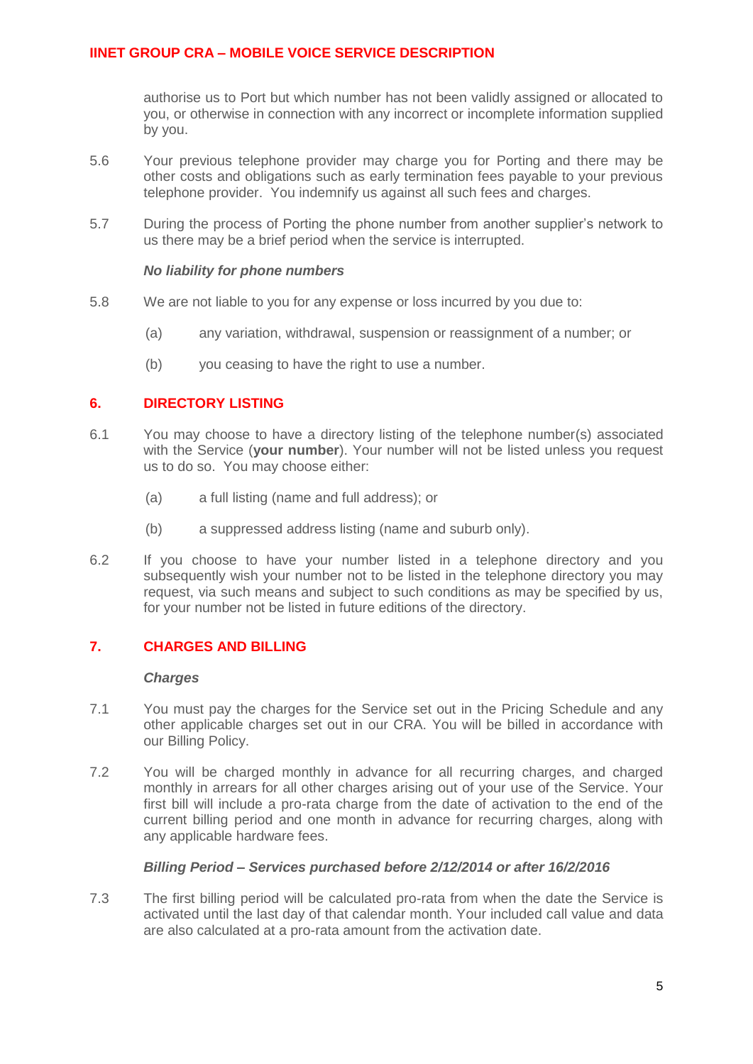authorise us to Port but which number has not been validly assigned or allocated to you, or otherwise in connection with any incorrect or incomplete information supplied by you.

5.6 Your previous telephone provider may charge you for Porting and there may be other costs and obligations such as early termination fees payable to your previous telephone provider. You indemnify us against all such fees and charges.

5.7 During the process of Porting the phone number from another supplier's network to us there may be a brief period when the service is interrupted.

***No liability for phone numbers***

5.8 We are not liable to you for any expense or loss incurred by you due to:

(a) any variation, withdrawal, suspension or reassignment of a number; or

(b) you ceasing to have the right to use a number.

## 6. DIRECTORY LISTING

6.1 You may choose to have a directory listing of the telephone number(s) associated with the Service (**your number**). Your number will not be listed unless you request us to do so. You may choose either:

(a) a full listing (name and full address); or

(b) a suppressed address listing (name and suburb only).

6.2 If you choose to have your number listed in a telephone directory and you subsequently wish your number not to be listed in the telephone directory you may request, via such means and subject to such conditions as may be specified by us, for your number not be listed in future editions of the directory.

## 7. CHARGES AND BILLING

***Charges***

7.1 You must pay the charges for the Service set out in the Pricing Schedule and any other applicable charges set out in our CRA. You will be billed in accordance with our Billing Policy.

7.2 You will be charged monthly in advance for all recurring charges, and charged monthly in arrears for all other charges arising out of your use of the Service. Your first bill will include a pro-rata charge from the date of activation to the end of the current billing period and one month in advance for recurring charges, along with any applicable hardware fees.

***Billing Period – Services purchased before 2/12/2014 or after 16/2/2016***

7.3 The first billing period will be calculated pro-rata from when the date the Service is activated until the last day of that calendar month. Your included call value and data are also calculated at a pro-rata amount from the activation date.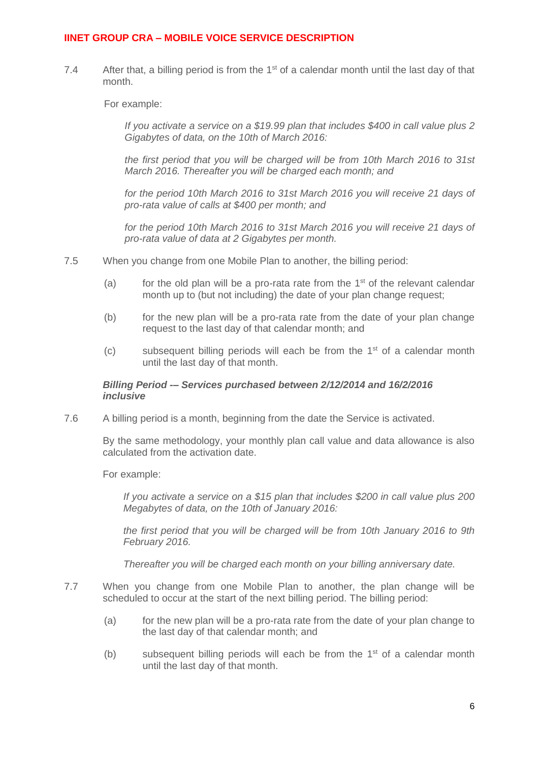7.4 After that, a billing period is from the 1st of a calendar month until the last day of that month.

For example:

> *If you activate a service on a $19.99 plan that includes $400 in call value plus 2 Gigabytes of data, on the 10th of March 2016:*
>
> *the first period that you will be charged will be from 10th March 2016 to 31st March 2016. Thereafter you will be charged each month; and*
>
> *for the period 10th March 2016 to 31st March 2016 you will receive 21 days of pro-rata value of calls at $400 per month; and*
>
> *for the period 10th March 2016 to 31st March 2016 you will receive 21 days of pro-rata value of data at 2 Gigabytes per month.*

7.5 When you change from one Mobile Plan to another, the billing period:

(a) for the old plan will be a pro-rata rate from the 1st of the relevant calendar month up to (but not including) the date of your plan change request;

(b) for the new plan will be a pro-rata rate from the date of your plan change request to the last day of that calendar month; and

(c) subsequent billing periods will each be from the 1st of a calendar month until the last day of that month.

***Billing Period -– Services purchased between 2/12/2014 and 16/2/2016 inclusive***

7.6 A billing period is a month, beginning from the date the Service is activated.

By the same methodology, your monthly plan call value and data allowance is also calculated from the activation date.

For example:

> *If you activate a service on a $15 plan that includes $200 in call value plus 200 Megabytes of data, on the 10th of January 2016:*
>
> *the first period that you will be charged will be from 10th January 2016 to 9th February 2016.*
>
> *Thereafter you will be charged each month on your billing anniversary date.*

7.7 When you change from one Mobile Plan to another, the plan change will be scheduled to occur at the start of the next billing period. The billing period:

(a) for the new plan will be a pro-rata rate from the date of your plan change to the last day of that calendar month; and

(b) subsequent billing periods will each be from the 1st of a calendar month until the last day of that month.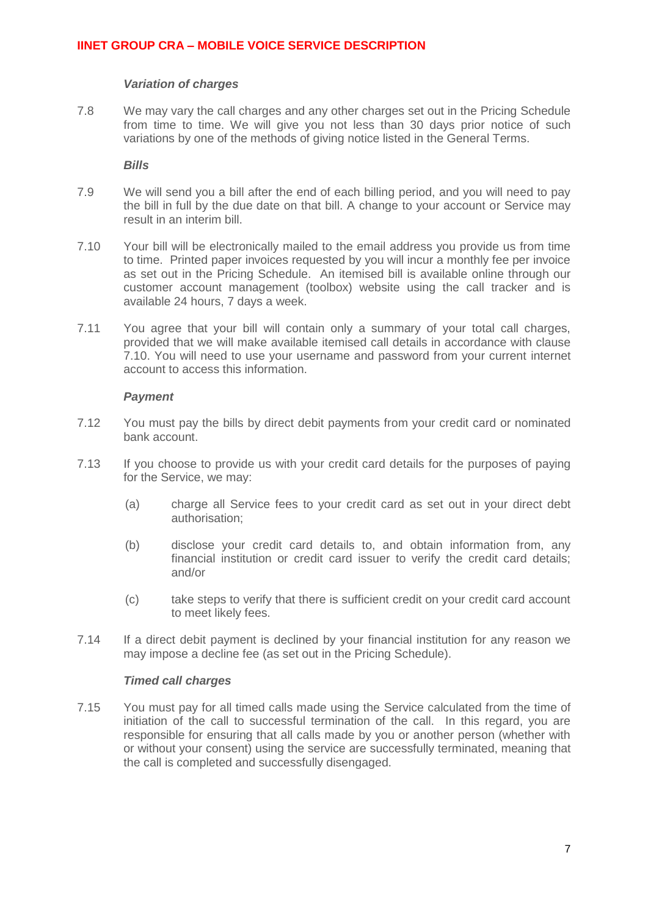***Variation of charges***

7.8 We may vary the call charges and any other charges set out in the Pricing Schedule from time to time. We will give you not less than 30 days prior notice of such variations by one of the methods of giving notice listed in the General Terms.

***Bills***

7.9 We will send you a bill after the end of each billing period, and you will need to pay the bill in full by the due date on that bill. A change to your account or Service may result in an interim bill.

7.10 Your bill will be electronically mailed to the email address you provide us from time to time. Printed paper invoices requested by you will incur a monthly fee per invoice as set out in the Pricing Schedule. An itemised bill is available online through our customer account management (toolbox) website using the call tracker and is available 24 hours, 7 days a week.

7.11 You agree that your bill will contain only a summary of your total call charges, provided that we will make available itemised call details in accordance with clause 7.10. You will need to use your username and password from your current internet account to access this information.

***Payment***

7.12 You must pay the bills by direct debit payments from your credit card or nominated bank account.

7.13 If you choose to provide us with your credit card details for the purposes of paying for the Service, we may:

(a) charge all Service fees to your credit card as set out in your direct debt authorisation;

(b) disclose your credit card details to, and obtain information from, any financial institution or credit card issuer to verify the credit card details; and/or

(c) take steps to verify that there is sufficient credit on your credit card account to meet likely fees.

7.14 If a direct debit payment is declined by your financial institution for any reason we may impose a decline fee (as set out in the Pricing Schedule).

***Timed call charges***

7.15 You must pay for all timed calls made using the Service calculated from the time of initiation of the call to successful termination of the call. In this regard, you are responsible for ensuring that all calls made by you or another person (whether with or without your consent) using the service are successfully terminated, meaning that the call is completed and successfully disengaged.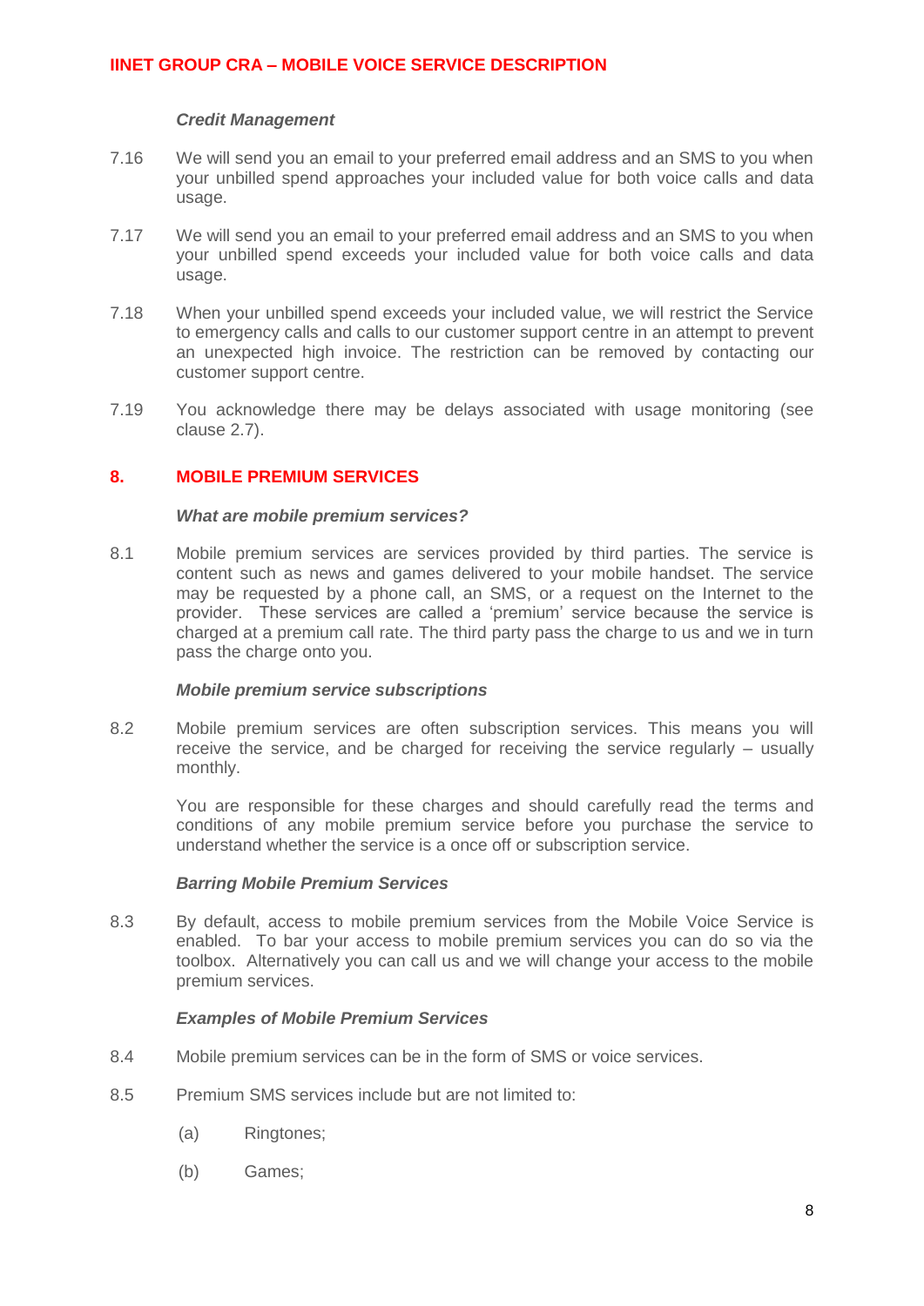***Credit Management***

7.16 We will send you an email to your preferred email address and an SMS to you when your unbilled spend approaches your included value for both voice calls and data usage.

7.17 We will send you an email to your preferred email address and an SMS to you when your unbilled spend exceeds your included value for both voice calls and data usage.

7.18 When your unbilled spend exceeds your included value, we will restrict the Service to emergency calls and calls to our customer support centre in an attempt to prevent an unexpected high invoice. The restriction can be removed by contacting our customer support centre.

7.19 You acknowledge there may be delays associated with usage monitoring (see clause 2.7).

## 8. MOBILE PREMIUM SERVICES

***What are mobile premium services?***

8.1 Mobile premium services are services provided by third parties. The service is content such as news and games delivered to your mobile handset. The service may be requested by a phone call, an SMS, or a request on the Internet to the provider. These services are called a 'premium' service because the service is charged at a premium call rate. The third party pass the charge to us and we in turn pass the charge onto you.

***Mobile premium service subscriptions***

8.2 Mobile premium services are often subscription services. This means you will receive the service, and be charged for receiving the service regularly – usually monthly.

You are responsible for these charges and should carefully read the terms and conditions of any mobile premium service before you purchase the service to understand whether the service is a once off or subscription service.

***Barring Mobile Premium Services***

8.3 By default, access to mobile premium services from the Mobile Voice Service is enabled. To bar your access to mobile premium services you can do so via the toolbox. Alternatively you can call us and we will change your access to the mobile premium services.

***Examples of Mobile Premium Services***

8.4 Mobile premium services can be in the form of SMS or voice services.

8.5 Premium SMS services include but are not limited to:

(a) Ringtones;

(b) Games;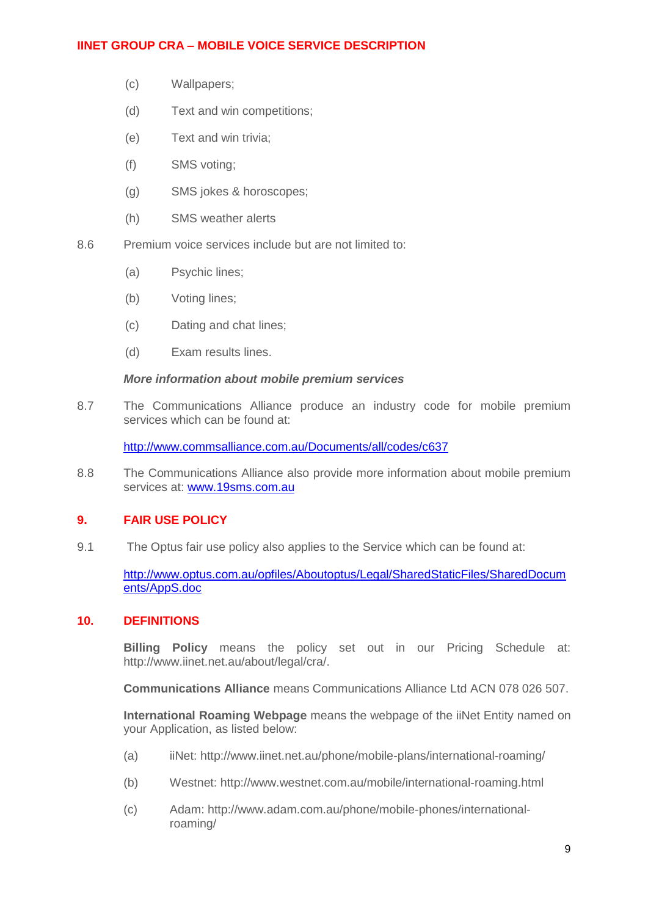(c) Wallpapers;

(d) Text and win competitions;

(e) Text and win trivia;

(f) SMS voting;

(g) SMS jokes & horoscopes;

(h) SMS weather alerts

8.6 Premium voice services include but are not limited to:

(a) Psychic lines;

(b) Voting lines;

(c) Dating and chat lines;

(d) Exam results lines.

***More information about mobile premium services***

8.7 The Communications Alliance produce an industry code for mobile premium services which can be found at:

[http://www.commsalliance.com.au/Documents/all/codes/c637](http://www.commsalliance.com.au/Documents/all/codes/c637)

8.8 The Communications Alliance also provide more information about mobile premium services at: [www.19sms.com.au](www.19sms.com.au)

## 9. FAIR USE POLICY

9.1 The Optus fair use policy also applies to the Service which can be found at:

[http://www.optus.com.au/opfiles/Aboutoptus/Legal/SharedStaticFiles/SharedDocuments/AppS.doc](http://www.optus.com.au/opfiles/Aboutoptus/Legal/SharedStaticFiles/SharedDocuments/AppS.doc)

## 10. DEFINITIONS

**Billing Policy** means the policy set out in our Pricing Schedule at: http://www.iinet.net.au/about/legal/cra/.

**Communications Alliance** means Communications Alliance Ltd ACN 078 026 507.

**International Roaming Webpage** means the webpage of the iiNet Entity named on your Application, as listed below:

(a) iiNet: http://www.iinet.net.au/phone/mobile-plans/international-roaming/

(b) Westnet: http://www.westnet.com.au/mobile/international-roaming.html

(c) Adam: http://www.adam.com.au/phone/mobile-phones/international-roaming/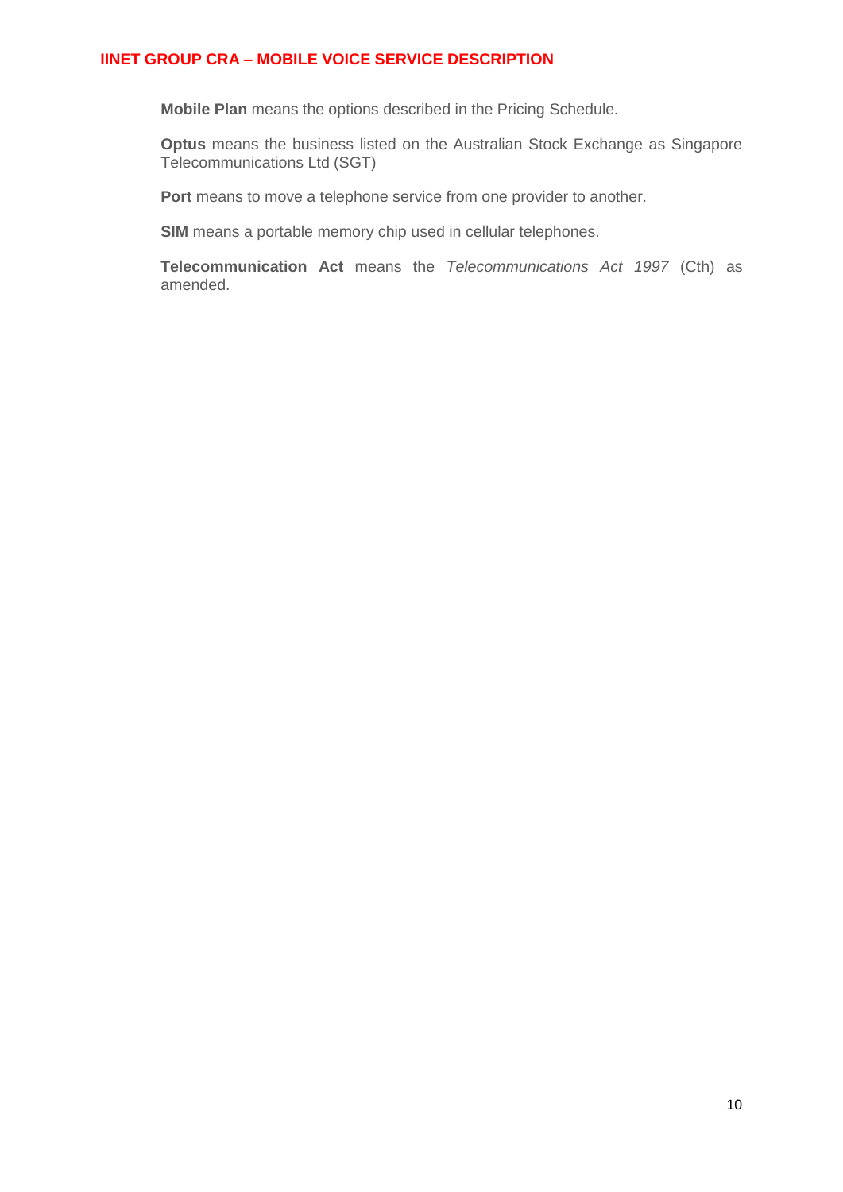**Mobile Plan** means the options described in the Pricing Schedule.

**Optus** means the business listed on the Australian Stock Exchange as Singapore Telecommunications Ltd (SGT)

**Port** means to move a telephone service from one provider to another.

**SIM** means a portable memory chip used in cellular telephones.

**Telecommunication Act** means the *Telecommunications Act 1997* (Cth) as amended.